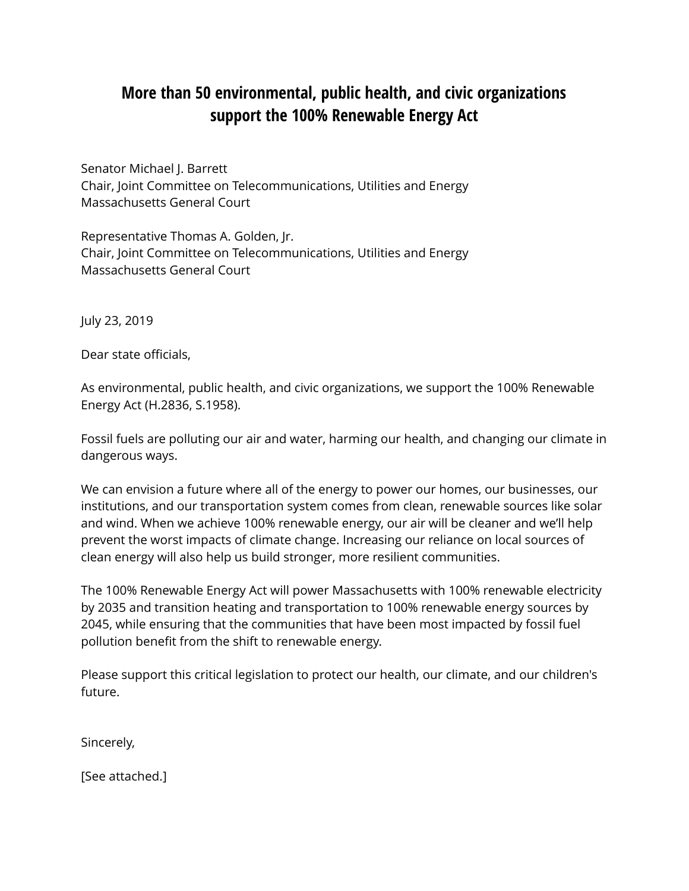# More than 50 environmental, public health, and civic organizations support the 100% Renewable Energy Act

Senator Michael J. Barrett
Chair, Joint Committee on Telecommunications, Utilities and Energy
Massachusetts General Court

Representative Thomas A. Golden, Jr.
Chair, Joint Committee on Telecommunications, Utilities and Energy
Massachusetts General Court

July 23, 2019

Dear state officials,

As environmental, public health, and civic organizations, we support the 100% Renewable Energy Act (H.2836, S.1958).

Fossil fuels are polluting our air and water, harming our health, and changing our climate in dangerous ways.

We can envision a future where all of the energy to power our homes, our businesses, our institutions, and our transportation system comes from clean, renewable sources like solar and wind. When we achieve 100% renewable energy, our air will be cleaner and we'll help prevent the worst impacts of climate change. Increasing our reliance on local sources of clean energy will also help us build stronger, more resilient communities.

The 100% Renewable Energy Act will power Massachusetts with 100% renewable electricity by 2035 and transition heating and transportation to 100% renewable energy sources by 2045, while ensuring that the communities that have been most impacted by fossil fuel pollution benefit from the shift to renewable energy.

Please support this critical legislation to protect our health, our climate, and our children's future.

Sincerely,

[See attached.]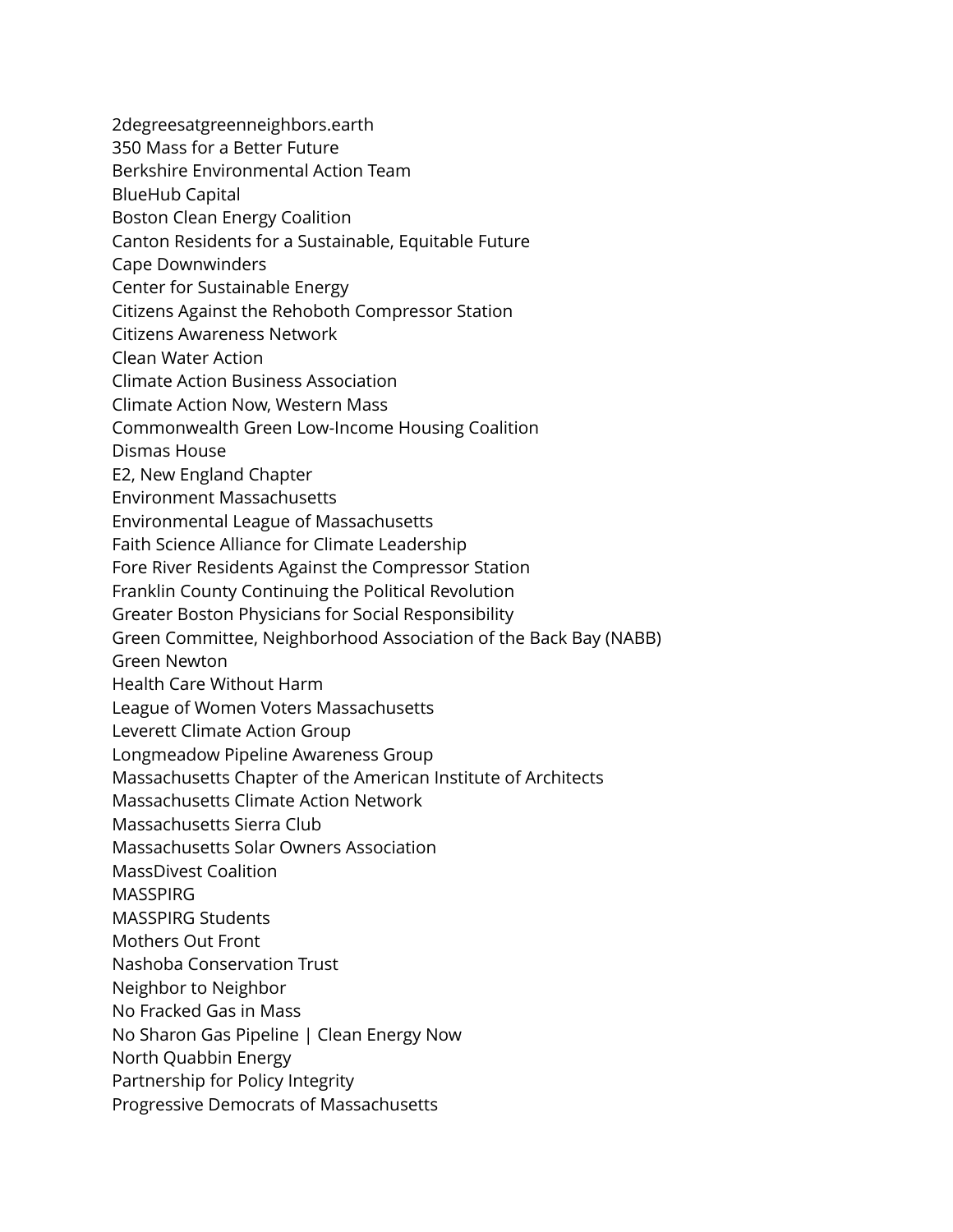2degreesatgreenneighbors.earth
350 Mass for a Better Future
Berkshire Environmental Action Team
BlueHub Capital
Boston Clean Energy Coalition
Canton Residents for a Sustainable, Equitable Future
Cape Downwinders
Center for Sustainable Energy
Citizens Against the Rehoboth Compressor Station
Citizens Awareness Network
Clean Water Action
Climate Action Business Association
Climate Action Now, Western Mass
Commonwealth Green Low-Income Housing Coalition
Dismas House
E2, New England Chapter
Environment Massachusetts
Environmental League of Massachusetts
Faith Science Alliance for Climate Leadership
Fore River Residents Against the Compressor Station
Franklin County Continuing the Political Revolution
Greater Boston Physicians for Social Responsibility
Green Committee, Neighborhood Association of the Back Bay (NABB)
Green Newton
Health Care Without Harm
League of Women Voters Massachusetts
Leverett Climate Action Group
Longmeadow Pipeline Awareness Group
Massachusetts Chapter of the American Institute of Architects
Massachusetts Climate Action Network
Massachusetts Sierra Club
Massachusetts Solar Owners Association
MassDivest Coalition
MASSPIRG
MASSPIRG Students
Mothers Out Front
Nashoba Conservation Trust
Neighbor to Neighbor
No Fracked Gas in Mass
No Sharon Gas Pipeline | Clean Energy Now
North Quabbin Energy
Partnership for Policy Integrity
Progressive Democrats of Massachusetts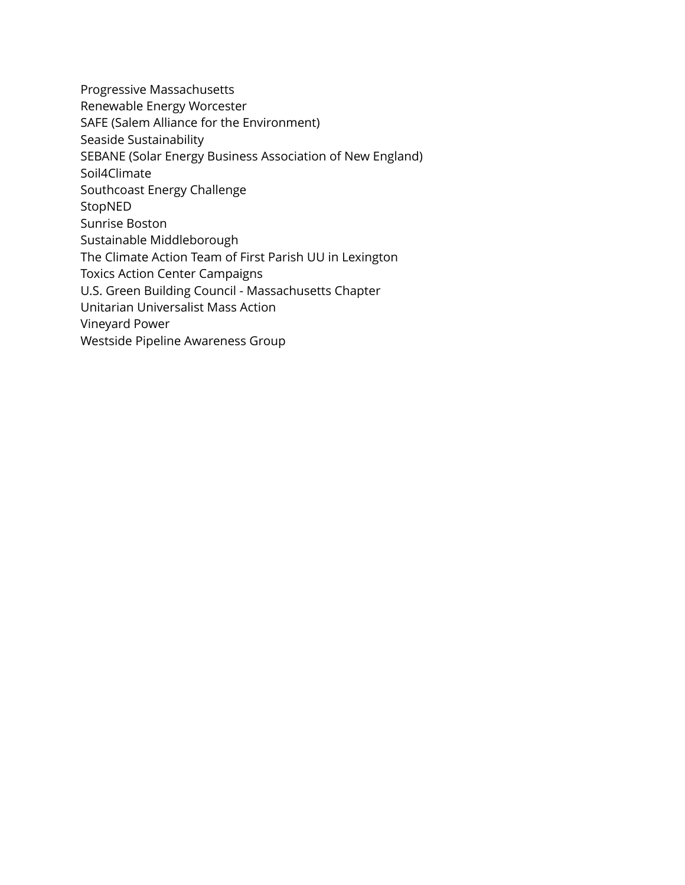Progressive Massachusetts
Renewable Energy Worcester
SAFE (Salem Alliance for the Environment)
Seaside Sustainability
SEBANE (Solar Energy Business Association of New England)
Soil4Climate
Southcoast Energy Challenge
StopNED
Sunrise Boston
Sustainable Middleborough
The Climate Action Team of First Parish UU in Lexington
Toxics Action Center Campaigns
U.S. Green Building Council - Massachusetts Chapter
Unitarian Universalist Mass Action
Vineyard Power
Westside Pipeline Awareness Group